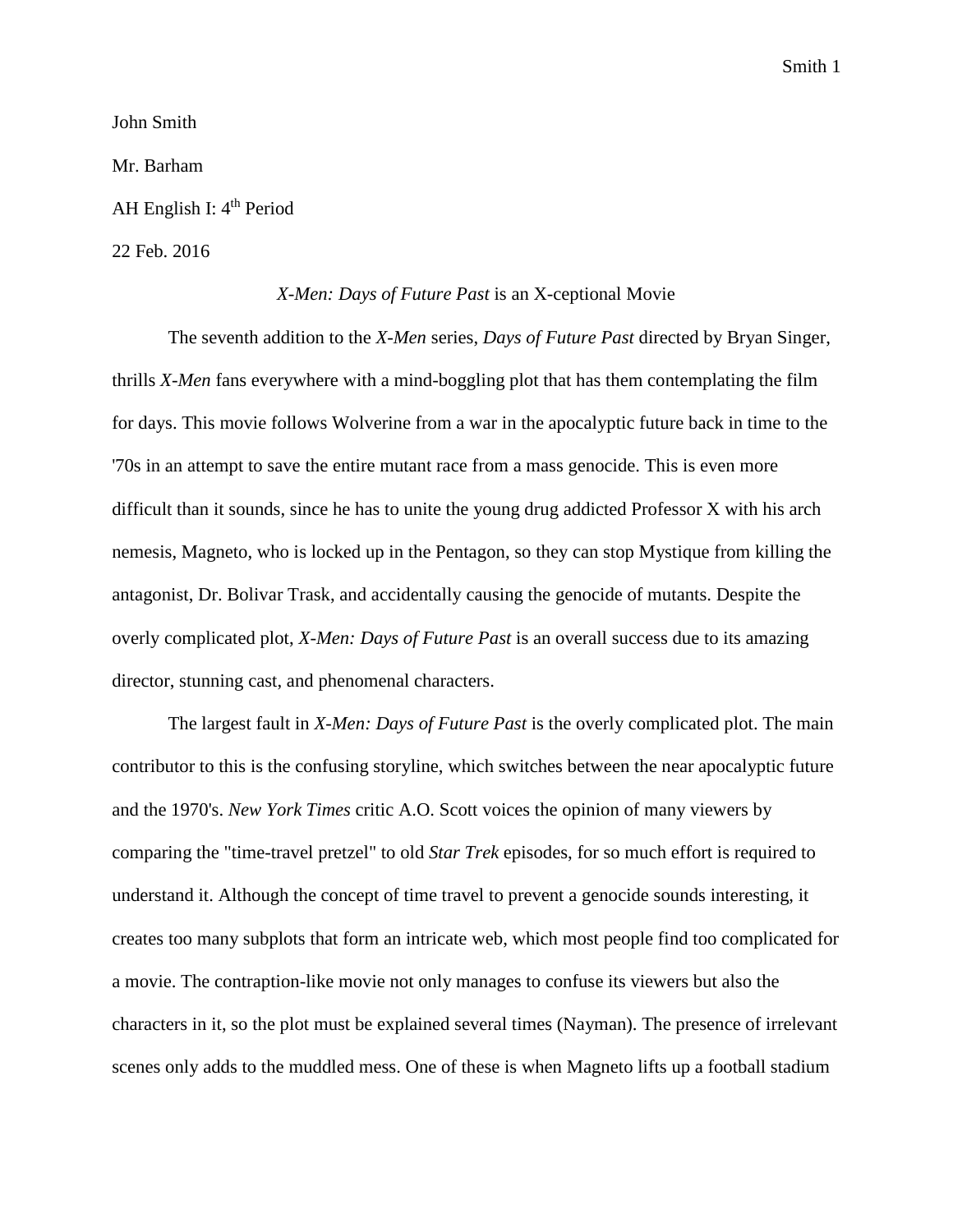John Smith

Mr. Barham

AH English I: 4th Period

22 Feb. 2016

*X-Men: Days of Future Past* is an X-ceptional Movie

The seventh addition to the *X-Men* series, *Days of Future Past* directed by Bryan Singer, thrills *X-Men* fans everywhere with a mind-boggling plot that has them contemplating the film for days. This movie follows Wolverine from a war in the apocalyptic future back in time to the '70s in an attempt to save the entire mutant race from a mass genocide. This is even more difficult than it sounds, since he has to unite the young drug addicted Professor X with his arch nemesis, Magneto, who is locked up in the Pentagon, so they can stop Mystique from killing the antagonist, Dr. Bolivar Trask, and accidentally causing the genocide of mutants. Despite the overly complicated plot, *X-Men: Days of Future Past* is an overall success due to its amazing director, stunning cast, and phenomenal characters.

The largest fault in *X-Men: Days of Future Past* is the overly complicated plot. The main contributor to this is the confusing storyline, which switches between the near apocalyptic future and the 1970's. *New York Times* critic A.O. Scott voices the opinion of many viewers by comparing the "time-travel pretzel" to old *Star Trek* episodes, for so much effort is required to understand it. Although the concept of time travel to prevent a genocide sounds interesting, it creates too many subplots that form an intricate web, which most people find too complicated for a movie. The contraption-like movie not only manages to confuse its viewers but also the characters in it, so the plot must be explained several times (Nayman). The presence of irrelevant scenes only adds to the muddled mess. One of these is when Magneto lifts up a football stadium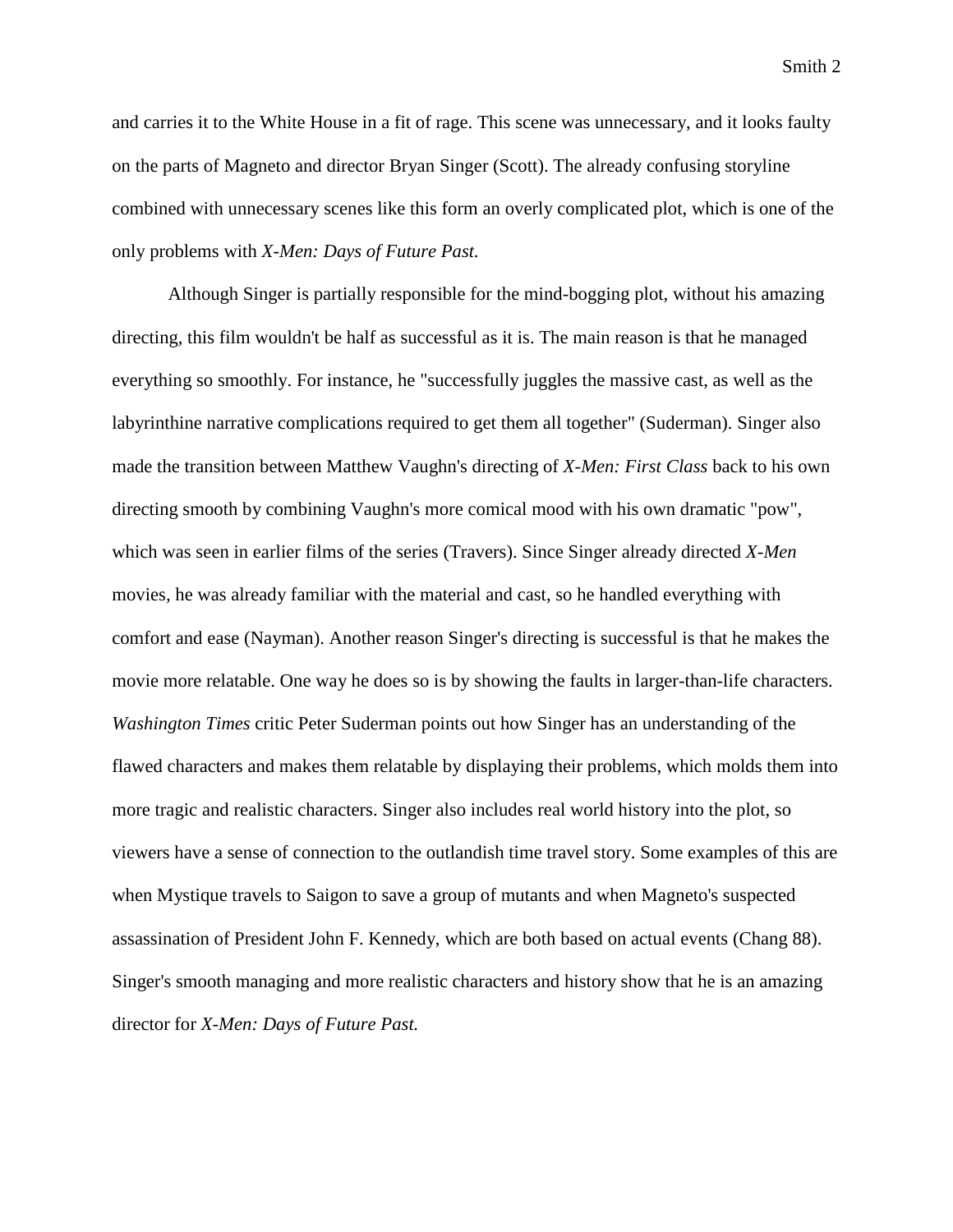and carries it to the White House in a fit of rage. This scene was unnecessary, and it looks faulty on the parts of Magneto and director Bryan Singer (Scott). The already confusing storyline combined with unnecessary scenes like this form an overly complicated plot, which is one of the only problems with *X-Men: Days of Future Past.*

Although Singer is partially responsible for the mind-bogging plot, without his amazing directing, this film wouldn't be half as successful as it is. The main reason is that he managed everything so smoothly. For instance, he "successfully juggles the massive cast, as well as the labyrinthine narrative complications required to get them all together" (Suderman). Singer also made the transition between Matthew Vaughn's directing of *X-Men: First Class* back to his own directing smooth by combining Vaughn's more comical mood with his own dramatic "pow", which was seen in earlier films of the series (Travers). Since Singer already directed *X-Men* movies, he was already familiar with the material and cast, so he handled everything with comfort and ease (Nayman). Another reason Singer's directing is successful is that he makes the movie more relatable. One way he does so is by showing the faults in larger-than-life characters. *Washington Times* critic Peter Suderman points out how Singer has an understanding of the flawed characters and makes them relatable by displaying their problems, which molds them into more tragic and realistic characters. Singer also includes real world history into the plot, so viewers have a sense of connection to the outlandish time travel story. Some examples of this are when Mystique travels to Saigon to save a group of mutants and when Magneto's suspected assassination of President John F. Kennedy, which are both based on actual events (Chang 88). Singer's smooth managing and more realistic characters and history show that he is an amazing director for *X-Men: Days of Future Past.*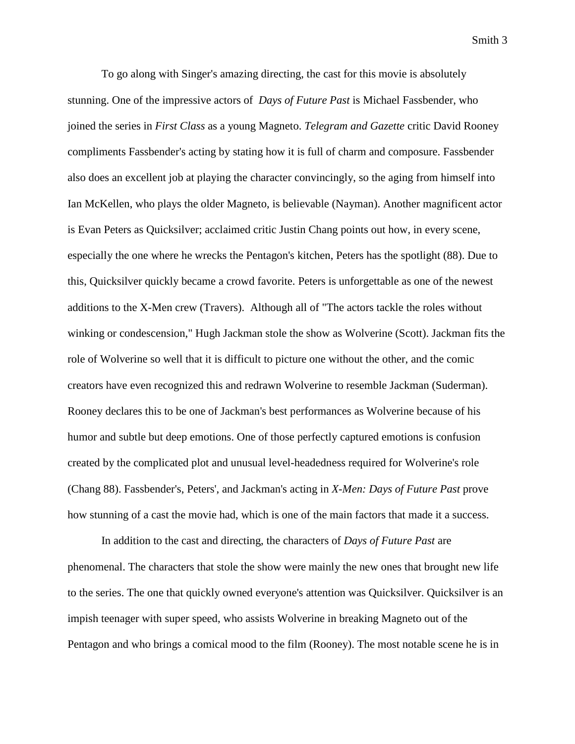To go along with Singer's amazing directing, the cast for this movie is absolutely stunning. One of the impressive actors of *Days of Future Past* is Michael Fassbender, who joined the series in *First Class* as a young Magneto. *Telegram and Gazette* critic David Rooney compliments Fassbender's acting by stating how it is full of charm and composure. Fassbender also does an excellent job at playing the character convincingly, so the aging from himself into Ian McKellen, who plays the older Magneto, is believable (Nayman). Another magnificent actor is Evan Peters as Quicksilver; acclaimed critic Justin Chang points out how, in every scene, especially the one where he wrecks the Pentagon's kitchen, Peters has the spotlight (88). Due to this, Quicksilver quickly became a crowd favorite. Peters is unforgettable as one of the newest additions to the X-Men crew (Travers). Although all of "The actors tackle the roles without winking or condescension," Hugh Jackman stole the show as Wolverine (Scott). Jackman fits the role of Wolverine so well that it is difficult to picture one without the other, and the comic creators have even recognized this and redrawn Wolverine to resemble Jackman (Suderman). Rooney declares this to be one of Jackman's best performances as Wolverine because of his humor and subtle but deep emotions. One of those perfectly captured emotions is confusion created by the complicated plot and unusual level-headedness required for Wolverine's role (Chang 88). Fassbender's, Peters', and Jackman's acting in *X-Men: Days of Future Past* prove how stunning of a cast the movie had, which is one of the main factors that made it a success.

In addition to the cast and directing, the characters of *Days of Future Past* are phenomenal. The characters that stole the show were mainly the new ones that brought new life to the series. The one that quickly owned everyone's attention was Quicksilver. Quicksilver is an impish teenager with super speed, who assists Wolverine in breaking Magneto out of the Pentagon and who brings a comical mood to the film (Rooney). The most notable scene he is in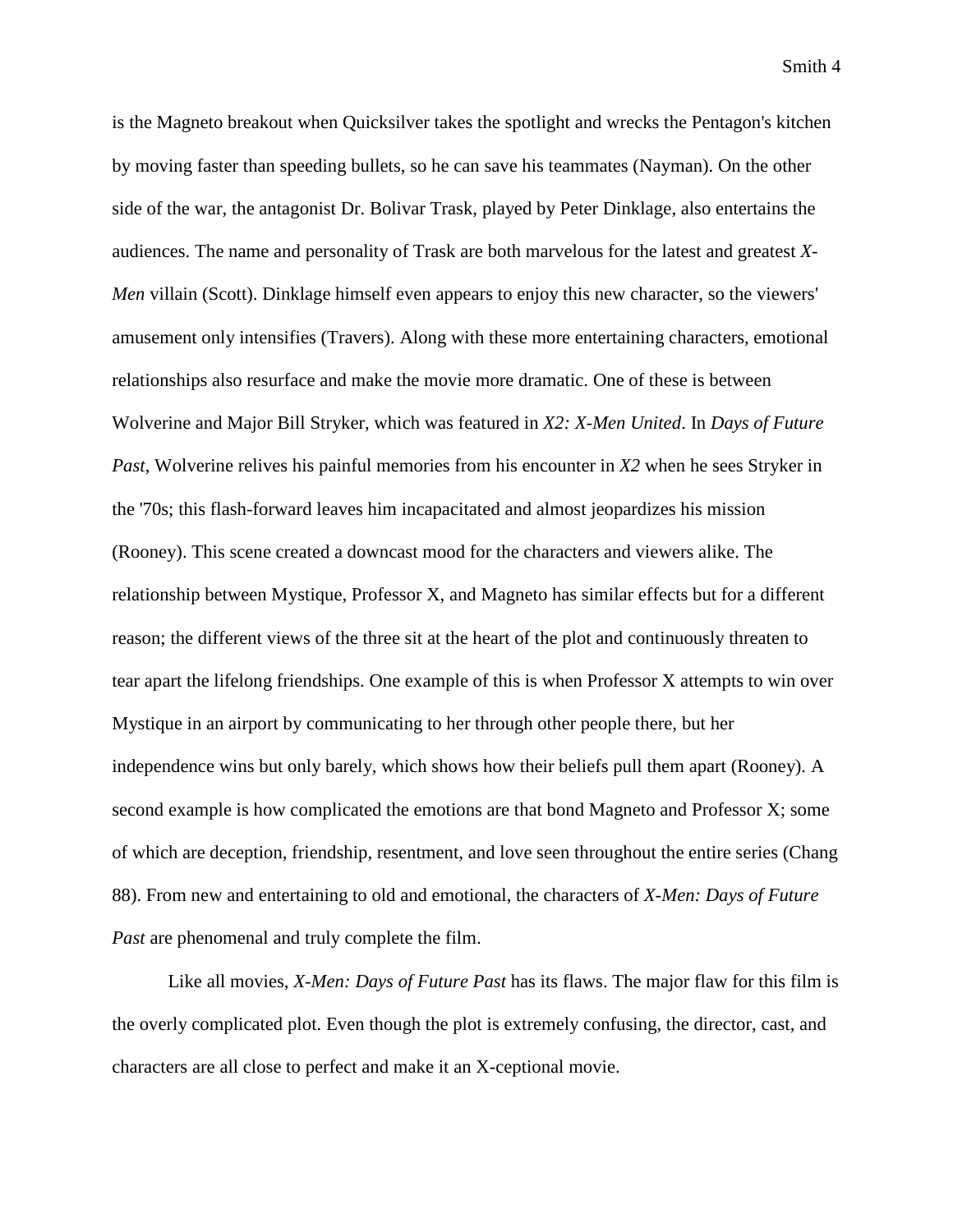is the Magneto breakout when Quicksilver takes the spotlight and wrecks the Pentagon's kitchen by moving faster than speeding bullets, so he can save his teammates (Nayman). On the other side of the war, the antagonist Dr. Bolivar Trask, played by Peter Dinklage, also entertains the audiences. The name and personality of Trask are both marvelous for the latest and greatest *X-Men* villain (Scott). Dinklage himself even appears to enjoy this new character, so the viewers' amusement only intensifies (Travers). Along with these more entertaining characters, emotional relationships also resurface and make the movie more dramatic. One of these is between Wolverine and Major Bill Stryker, which was featured in *X2: X-Men United*. In *Days of Future Past*, Wolverine relives his painful memories from his encounter in *X2* when he sees Stryker in the '70s; this flash-forward leaves him incapacitated and almost jeopardizes his mission (Rooney). This scene created a downcast mood for the characters and viewers alike. The relationship between Mystique, Professor X, and Magneto has similar effects but for a different reason; the different views of the three sit at the heart of the plot and continuously threaten to tear apart the lifelong friendships. One example of this is when Professor X attempts to win over Mystique in an airport by communicating to her through other people there, but her independence wins but only barely, which shows how their beliefs pull them apart (Rooney). A second example is how complicated the emotions are that bond Magneto and Professor X; some of which are deception, friendship, resentment, and love seen throughout the entire series (Chang 88). From new and entertaining to old and emotional, the characters of *X-Men: Days of Future Past* are phenomenal and truly complete the film.

Like all movies, *X-Men: Days of Future Past* has its flaws. The major flaw for this film is the overly complicated plot. Even though the plot is extremely confusing, the director, cast, and characters are all close to perfect and make it an X-ceptional movie.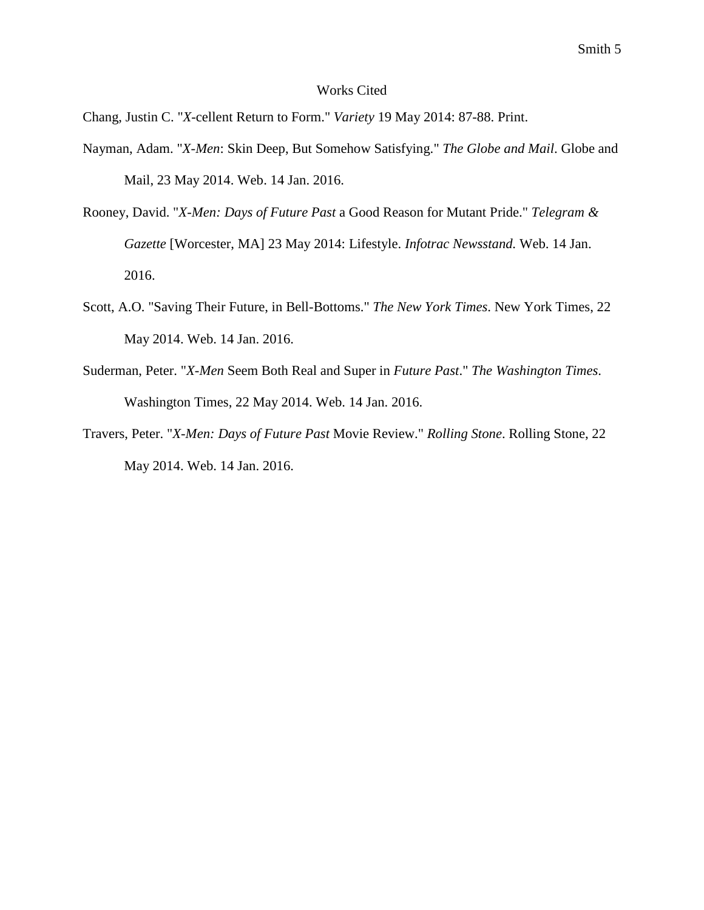# Works Cited

Chang, Justin C. "*X*-cellent Return to Form." *Variety* 19 May 2014: 87-88. Print.

Nayman, Adam. "*X-Men*: Skin Deep, But Somehow Satisfying." *The Globe and Mail*. Globe and Mail, 23 May 2014. Web. 14 Jan. 2016.

Rooney, David. "*X-Men: Days of Future Past* a Good Reason for Mutant Pride." *Telegram & Gazette* [Worcester, MA] 23 May 2014: Lifestyle. *Infotrac Newsstand.* Web. 14 Jan. 2016.

Scott, A.O. "Saving Their Future, in Bell-Bottoms." *The New York Times*. New York Times, 22 May 2014. Web. 14 Jan. 2016.

Suderman, Peter. "*X-Men* Seem Both Real and Super in *Future Past*." *The Washington Times*. Washington Times, 22 May 2014. Web. 14 Jan. 2016.

Travers, Peter. "*X-Men: Days of Future Past* Movie Review." *Rolling Stone*. Rolling Stone, 22 May 2014. Web. 14 Jan. 2016.